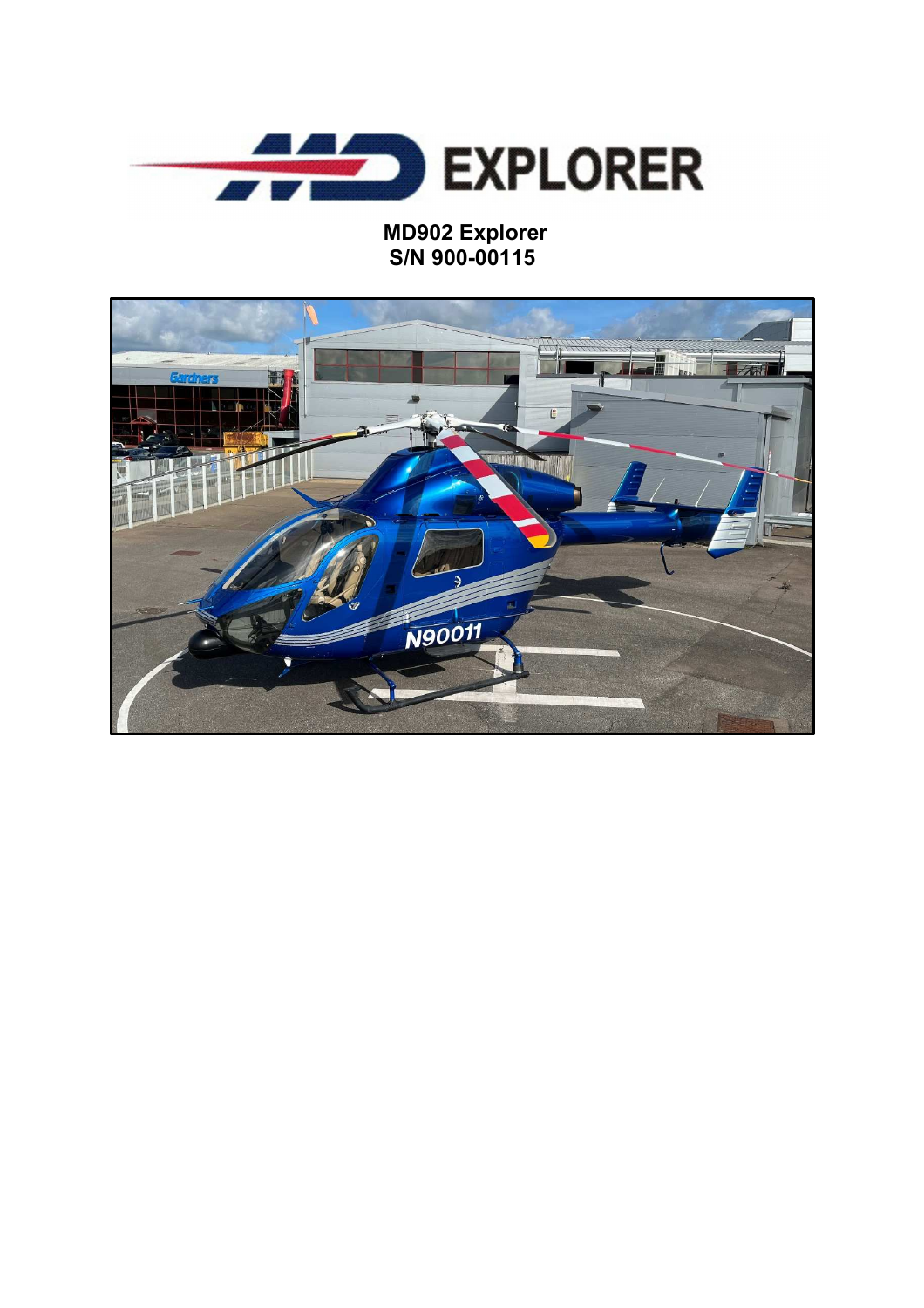**MD902 Explorer**
**S/N 900-00115**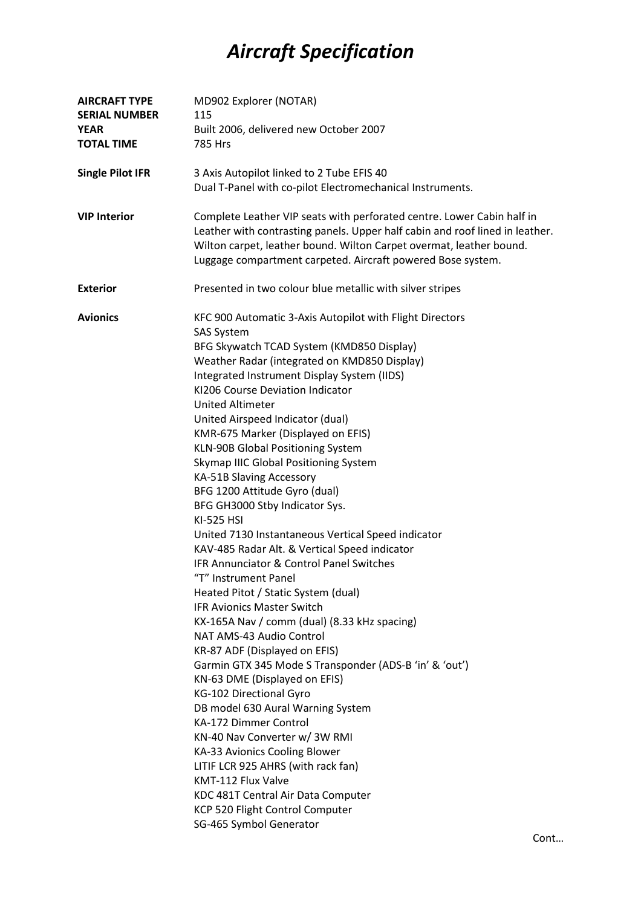# *Aircraft Specification*

| | |
|---|---|
| **AIRCRAFT TYPE** | MD902 Explorer (NOTAR) |
| **SERIAL NUMBER** | 115 |
| **YEAR** | Built 2006, delivered new October 2007 |
| **TOTAL TIME** | 785 Hrs |

**Single Pilot IFR**
3 Axis Autopilot linked to 2 Tube EFIS 40
Dual T-Panel with co-pilot Electromechanical Instruments.

**VIP Interior**
Complete Leather VIP seats with perforated centre. Lower Cabin half in Leather with contrasting panels. Upper half cabin and roof lined in leather. Wilton carpet, leather bound. Wilton Carpet overmat, leather bound. Luggage compartment carpeted. Aircraft powered Bose system.

**Exterior**
Presented in two colour blue metallic with silver stripes

**Avionics**
KFC 900 Automatic 3-Axis Autopilot with Flight Directors
SAS System
BFG Skywatch TCAD System (KMD850 Display)
Weather Radar (integrated on KMD850 Display)
Integrated Instrument Display System (IIDS)
KI206 Course Deviation Indicator
United Altimeter
United Airspeed Indicator (dual)
KMR-675 Marker (Displayed on EFIS)
KLN-90B Global Positioning System
Skymap IIIC Global Positioning System
KA-51B Slaving Accessory
BFG 1200 Attitude Gyro (dual)
BFG GH3000 Stby Indicator Sys.
KI-525 HSI
United 7130 Instantaneous Vertical Speed indicator
KAV-485 Radar Alt. & Vertical Speed indicator
IFR Annunciator & Control Panel Switches
"T" Instrument Panel
Heated Pitot / Static System (dual)
IFR Avionics Master Switch
KX-165A Nav / comm (dual) (8.33 kHz spacing)
NAT AMS-43 Audio Control
KR-87 ADF (Displayed on EFIS)
Garmin GTX 345 Mode S Transponder (ADS-B 'in' & 'out')
KN-63 DME (Displayed on EFIS)
KG-102 Directional Gyro
DB model 630 Aural Warning System
KA-172 Dimmer Control
KN-40 Nav Converter w/ 3W RMI
KA-33 Avionics Cooling Blower
LITIF LCR 925 AHRS (with rack fan)
KMT-112 Flux Valve
KDC 481T Central Air Data Computer
KCP 520 Flight Control Computer
SG-465 Symbol Generator

Cont…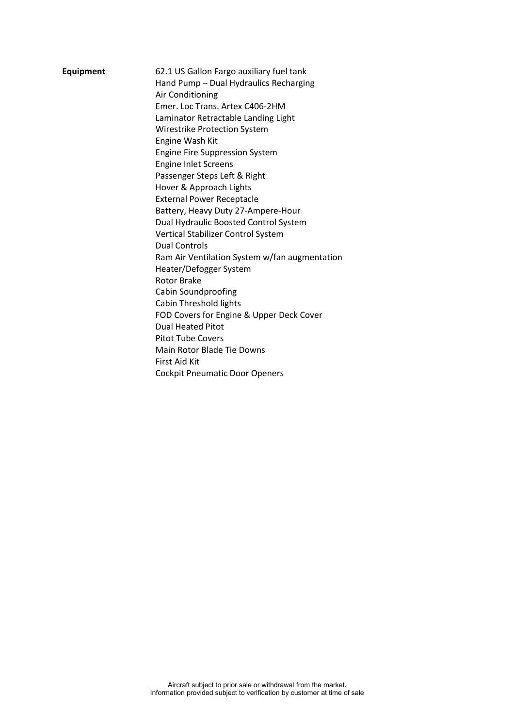**Equipment**

62.1 US Gallon Fargo auxiliary fuel tank
Hand Pump – Dual Hydraulics Recharging
Air Conditioning
Emer. Loc Trans. Artex C406-2HM
Laminator Retractable Landing Light
Wirestrike Protection System
Engine Wash Kit
Engine Fire Suppression System
Engine Inlet Screens
Passenger Steps Left & Right
Hover & Approach Lights
External Power Receptacle
Battery, Heavy Duty 27-Ampere-Hour
Dual Hydraulic Boosted Control System
Vertical Stabilizer Control System
Dual Controls
Ram Air Ventilation System w/fan augmentation
Heater/Defogger System
Rotor Brake
Cabin Soundproofing
Cabin Threshold lights
FOD Covers for Engine & Upper Deck Cover
Dual Heated Pitot
Pitot Tube Covers
Main Rotor Blade Tie Downs
First Aid Kit
Cockpit Pneumatic Door Openers

Aircraft subject to prior sale or withdrawal from the market.
Information provided subject to verification by customer at time of sale